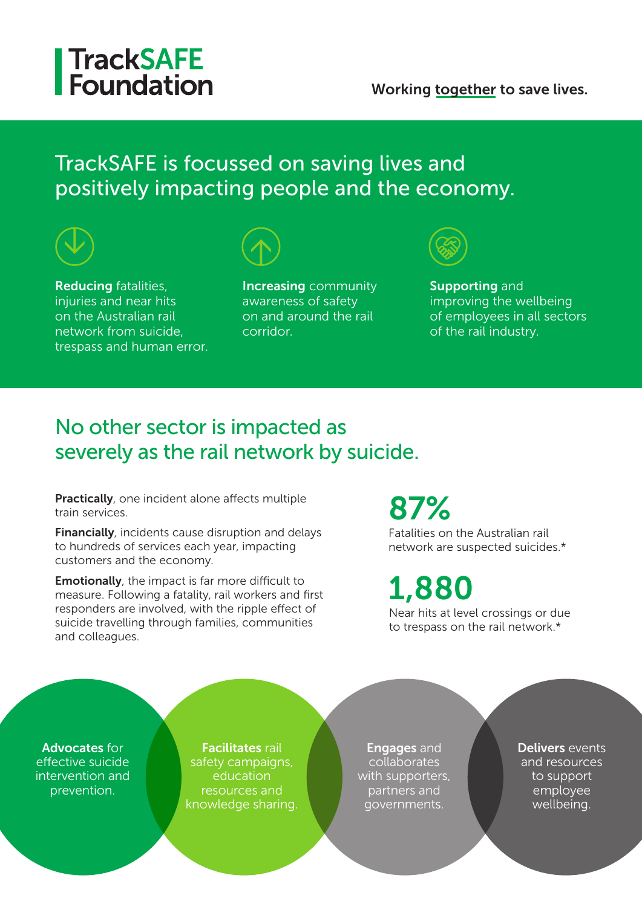# TrackSAFE Foundation

Working together to save lives.

## TrackSAFE is focussed on saving lives and positively impacting people and the economy.

**Reducing** fatalities, injuries and near hits on the Australian rail network from suicide, trespass and human error.

**Increasing** community awareness of safety on and around the rail corridor.

**Supporting** and improving the wellbeing of employees in all sectors of the rail industry.

## No other sector is impacted as severely as the rail network by suicide.

**Practically**, one incident alone affects multiple train services.

**Financially**, incidents cause disruption and delays to hundreds of services each year, impacting customers and the economy.

**Emotionally**, the impact is far more difficult to measure. Following a fatality, rail workers and first responders are involved, with the ripple effect of suicide travelling through families, communities and colleagues.

**87%**

Fatalities on the Australian rail network are suspected suicides.*

**1,880**

Near hits at level crossings or due to trespass on the rail network.*

**Advocates** for effective suicide intervention and prevention.

**Facilitates** rail safety campaigns, education resources and knowledge sharing.

**Engages** and collaborates with supporters, partners and governments.

**Delivers** events and resources to support employee wellbeing.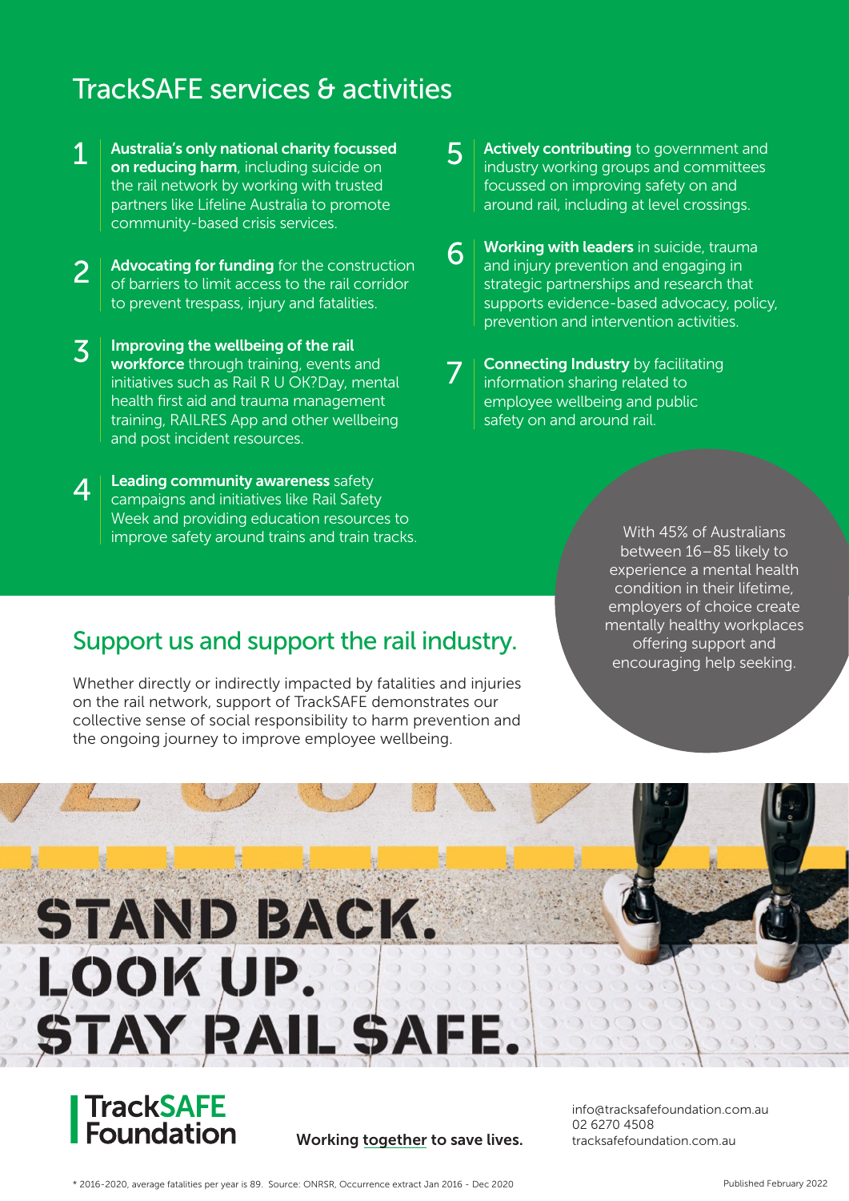# TrackSAFE services & activities

1. **Australia's only national charity focussed on reducing harm**, including suicide on the rail network by working with trusted partners like Lifeline Australia to promote community-based crisis services.

2. **Advocating for funding** for the construction of barriers to limit access to the rail corridor to prevent trespass, injury and fatalities.

3. **Improving the wellbeing of the rail workforce** through training, events and initiatives such as Rail R U OK?Day, mental health first aid and trauma management training, RAILRES App and other wellbeing and post incident resources.

4. **Leading community awareness** safety campaigns and initiatives like Rail Safety Week and providing education resources to improve safety around trains and train tracks.

5. **Actively contributing** to government and industry working groups and committees focussed on improving safety on and around rail, including at level crossings.

6. **Working with leaders** in suicide, trauma and injury prevention and engaging in strategic partnerships and research that supports evidence-based advocacy, policy, prevention and intervention activities.

7. **Connecting Industry** by facilitating information sharing related to employee wellbeing and public safety on and around rail.

With 45% of Australians between 16–85 likely to experience a mental health condition in their lifetime, employers of choice create mentally healthy workplaces offering support and encouraging help seeking.

## Support us and support the rail industry.

Whether directly or indirectly impacted by fatalities and injuries on the rail network, support of TrackSAFE demonstrates our collective sense of social responsibility to harm prevention and the ongoing journey to improve employee wellbeing.

STAND BACK.
LOOK UP.
STAY RAIL SAFE.

TrackSAFE Foundation

Working together to save lives.

info@tracksafefoundation.com.au
02 6270 4508
tracksafefoundation.com.au

\* 2016-2020, average fatalities per year is 89. Source: ONRSR, Occurrence extract Jan 2016 - Dec 2020

Published February 2022